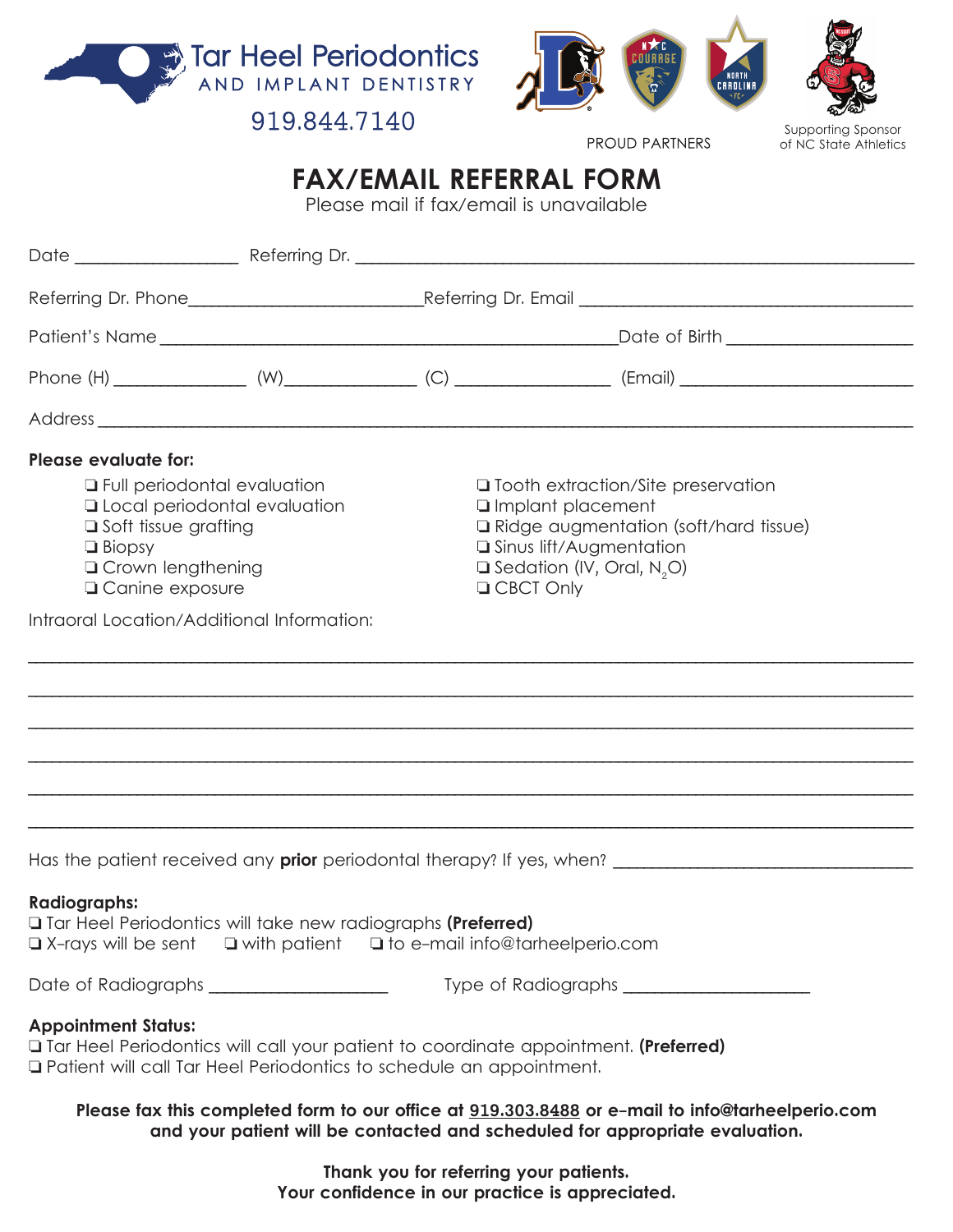Tar Heel Periodontics
AND IMPLANT DENTISTRY

919.844.7140

PROUD PARTNERS

Supporting Sponsor of NC State Athletics

# FAX/EMAIL REFERRAL FORM

Please mail if fax/email is unavailable

Date ________________ Referring Dr. ______________________________________________________

Referring Dr. Phone________________________Referring Dr. Email ___________________________________

Patient's Name ______________________________________________Date of Birth ___________________

Phone (H) ______________ (W)______________ (C) ________________ (Email) _______________________

Address ____________________________________________________________________________________

**Please evaluate for:**

- ❏ Full periodontal evaluation
- ❏ Local periodontal evaluation
- ❏ Soft tissue grafting
- ❏ Biopsy
- ❏ Crown lengthening
- ❏ Canine exposure
- ❏ Tooth extraction/Site preservation
- ❏ Implant placement
- ❏ Ridge augmentation (soft/hard tissue)
- ❏ Sinus lift/Augmentation
- ❏ Sedation (IV, Oral, $N_2O$)
- ❏ CBCT Only

Intraoral Location/Additional Information:

____________________________________________________________________________________________

____________________________________________________________________________________________

____________________________________________________________________________________________

____________________________________________________________________________________________

____________________________________________________________________________________________

____________________________________________________________________________________________

Has the patient received any **prior** periodontal therapy? If yes, when? _______________________________

**Radiographs:**

❏ Tar Heel Periodontics will take new radiographs **(Preferred)**

❏ X-rays will be sent ❏ with patient ❏ to e-mail info@tarheelperio.com

Date of Radiographs __________________ Type of Radiographs ___________________

**Appointment Status:**

❏ Tar Heel Periodontics will call your patient to coordinate appointment. **(Preferred)**

❏ Patient will call Tar Heel Periodontics to schedule an appointment.

**Please fax this completed form to our office at 919.303.8488 or e-mail to info@tarheelperio.com and your patient will be contacted and scheduled for appropriate evaluation.**

**Thank you for referring your patients.**
**Your confidence in our practice is appreciated.**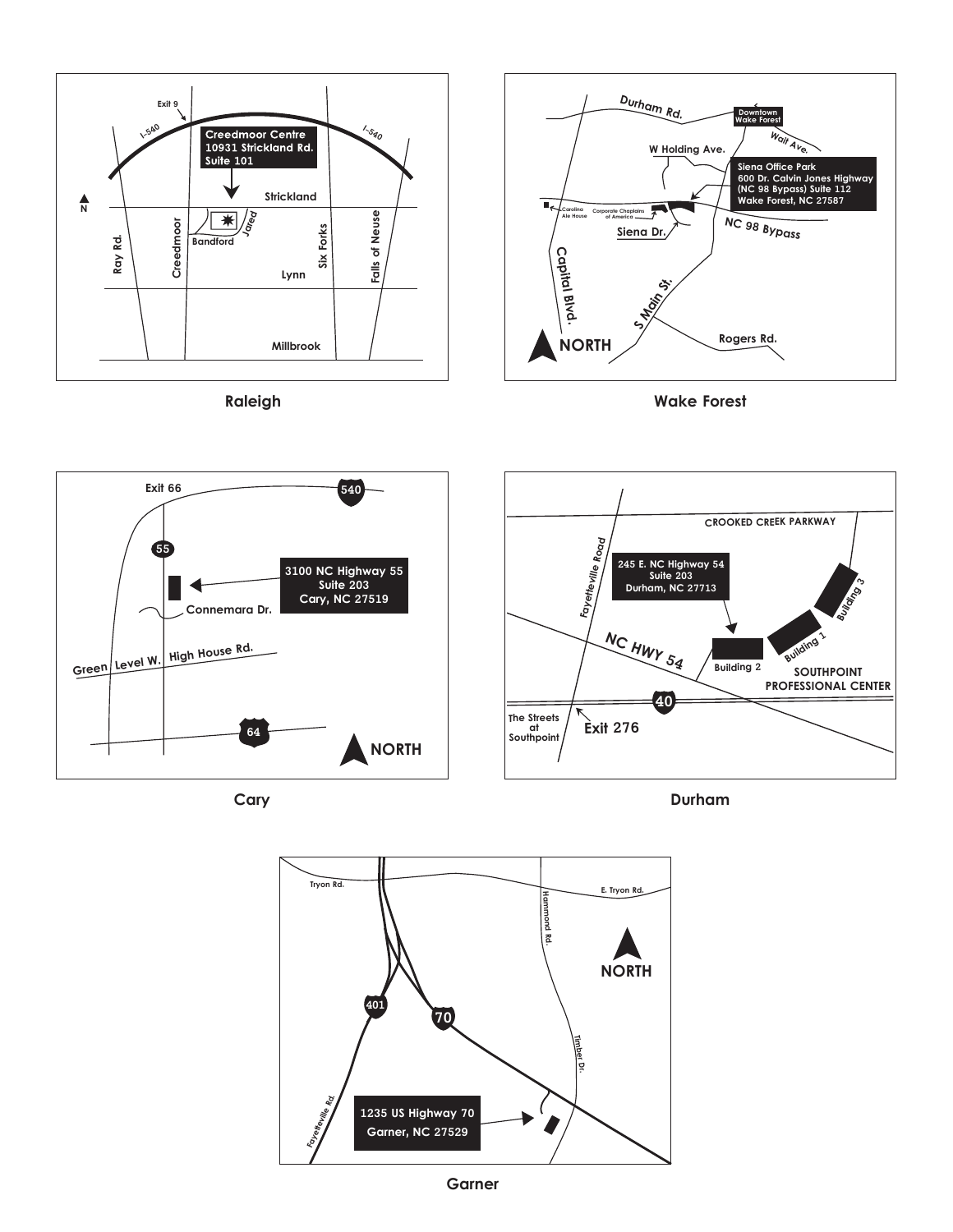Exit 9

I-540

I-540

Creedmoor Centre
10931 Strickland Rd.
Suite 101

N

Strickland

Jared

Bandford

Ray Rd.

Creedmoor

Six Forks

Falls of Neuse

Lynn

Millbrook

**Raleigh**

Durham Rd.

Downtown Wake Forest

Wait Ave.

W Holding Ave.

Siena Office Park
600 Dr. Calvin Jones Highway
(NC 98 Bypass) Suite 112
Wake Forest, NC 27587

Carolina Ale House

Corporate Chaplains of America

Siena Dr.

NC 98 Bypass

Capital Blvd.

S Main St.

Rogers Rd.

NORTH

**Wake Forest**

Exit 66

540

55

3100 NC Highway 55
Suite 203
Cary, NC 27519

Connemara Dr.

Green Level W. High House Rd.

64

NORTH

**Cary**

CROOKED CREEK PARKWAY

Fayetteville Road

245 E. NC Highway 54
Suite 203
Durham, NC 27713

Building 3

Building 1

Building 2

NC HWY 54

SOUTHPOINT
PROFESSIONAL CENTER

40

The Streets at Southpoint

Exit 276

**Durham**

Tryon Rd.

E. Tryon Rd.

Hammond Rd.

NORTH

401

70

Timber Dr.

Fayetteville Rd.

1235 US Highway 70
Garner, NC 27529

**Garner**